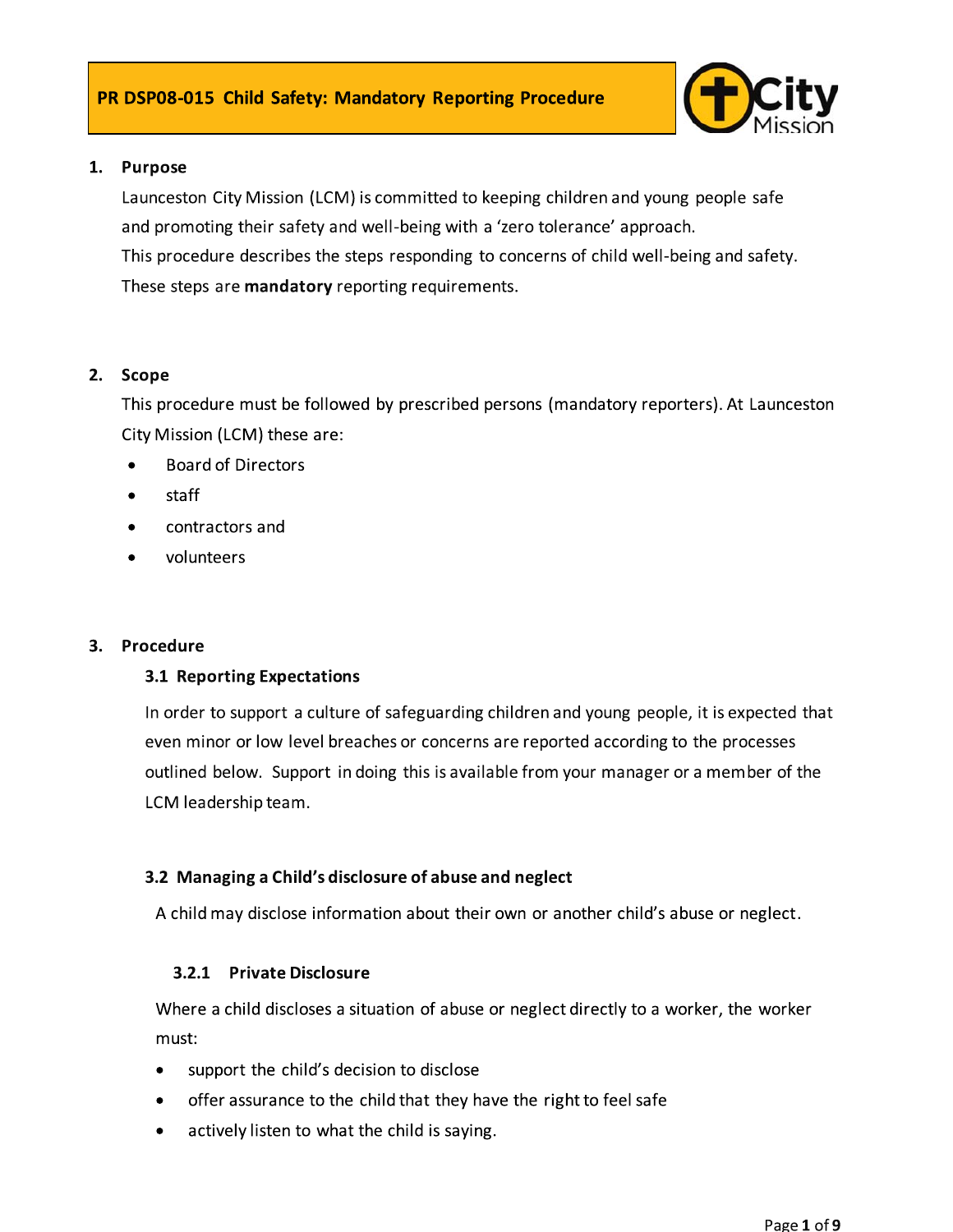# PR DSP08-015 Child Safety: Mandatory Reporting Procedure

## 1. Purpose

Launceston City Mission (LCM) is committed to keeping children and young people safe and promoting their safety and well-being with a 'zero tolerance' approach.

This procedure describes the steps responding to concerns of child well-being and safety.

These steps are **mandatory** reporting requirements.

## 2. Scope

This procedure must be followed by prescribed persons (mandatory reporters). At Launceston City Mission (LCM) these are:

- Board of Directors
- staff
- contractors and
- volunteers

## 3. Procedure

### 3.1 Reporting Expectations

In order to support a culture of safeguarding children and young people, it is expected that even minor or low level breaches or concerns are reported according to the processes outlined below. Support in doing this is available from your manager or a member of the LCM leadership team.

### 3.2 Managing a Child's disclosure of abuse and neglect

A child may disclose information about their own or another child's abuse or neglect.

#### 3.2.1 Private Disclosure

Where a child discloses a situation of abuse or neglect directly to a worker, the worker must:

- support the child's decision to disclose
- offer assurance to the child that they have the right to feel safe
- actively listen to what the child is saying.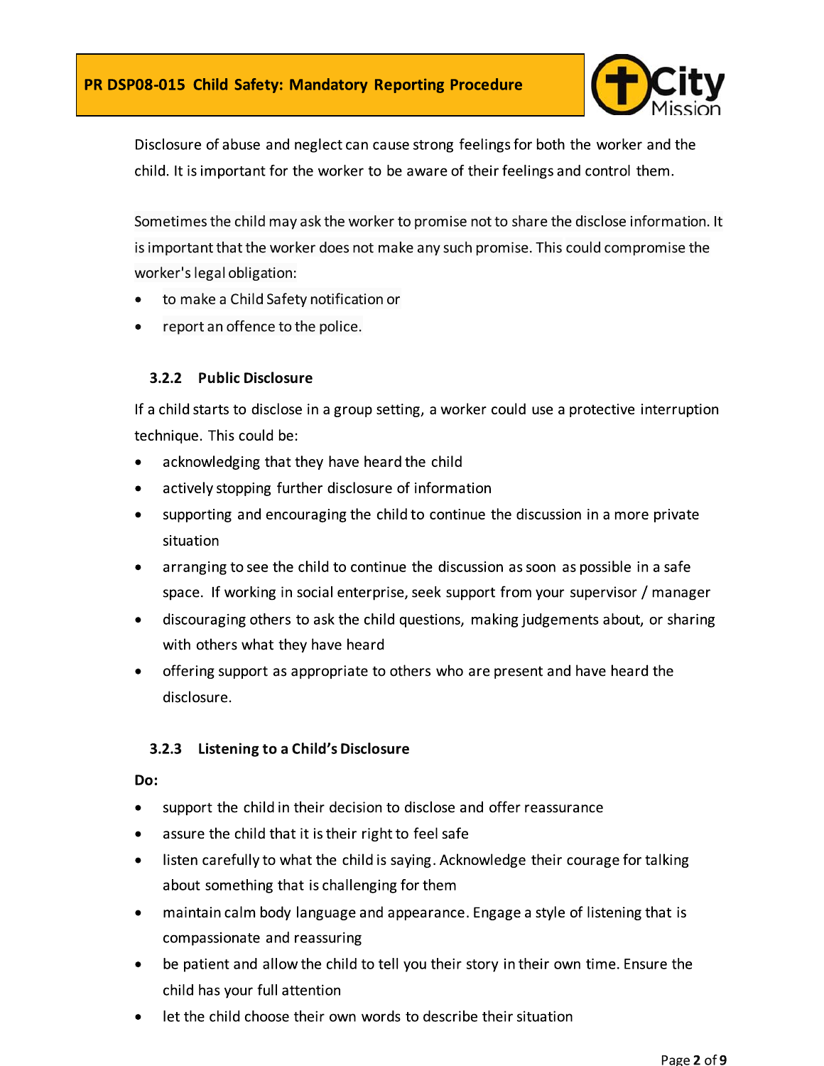Disclosure of abuse and neglect can cause strong feelings for both the worker and the child. It is important for the worker to be aware of their feelings and control them.

Sometimes the child may ask the worker to promise not to share the disclose information. It is important that the worker does not make any such promise. This could compromise the worker's legal obligation:

- to make a Child Safety notification or
- report an offence to the police.

### 3.2.2 Public Disclosure

If a child starts to disclose in a group setting, a worker could use a protective interruption technique. This could be:

- acknowledging that they have heard the child
- actively stopping further disclosure of information
- supporting and encouraging the child to continue the discussion in a more private situation
- arranging to see the child to continue the discussion as soon as possible in a safe space. If working in social enterprise, seek support from your supervisor / manager
- discouraging others to ask the child questions, making judgements about, or sharing with others what they have heard
- offering support as appropriate to others who are present and have heard the disclosure.

### 3.2.3 Listening to a Child's Disclosure

**Do:**

- support the child in their decision to disclose and offer reassurance
- assure the child that it is their right to feel safe
- listen carefully to what the child is saying. Acknowledge their courage for talking about something that is challenging for them
- maintain calm body language and appearance. Engage a style of listening that is compassionate and reassuring
- be patient and allow the child to tell you their story in their own time. Ensure the child has your full attention
- let the child choose their own words to describe their situation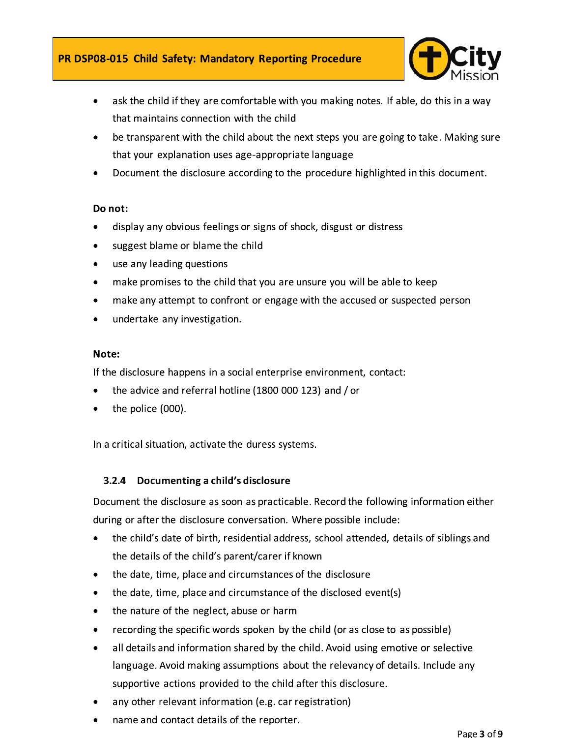- ask the child if they are comfortable with you making notes. If able, do this in a way that maintains connection with the child
- be transparent with the child about the next steps you are going to take. Making sure that your explanation uses age-appropriate language
- Document the disclosure according to the procedure highlighted in this document.

**Do not:**

- display any obvious feelings or signs of shock, disgust or distress
- suggest blame or blame the child
- use any leading questions
- make promises to the child that you are unsure you will be able to keep
- make any attempt to confront or engage with the accused or suspected person
- undertake any investigation.

**Note:**

If the disclosure happens in a social enterprise environment, contact:

- the advice and referral hotline (1800 000 123) and / or
- the police (000).

In a critical situation, activate the duress systems.

#### 3.2.4 Documenting a child's disclosure

Document the disclosure as soon as practicable. Record the following information either during or after the disclosure conversation. Where possible include:

- the child's date of birth, residential address, school attended, details of siblings and the details of the child's parent/carer if known
- the date, time, place and circumstances of the disclosure
- the date, time, place and circumstance of the disclosed event(s)
- the nature of the neglect, abuse or harm
- recording the specific words spoken by the child (or as close to as possible)
- all details and information shared by the child. Avoid using emotive or selective language. Avoid making assumptions about the relevancy of details. Include any supportive actions provided to the child after this disclosure.
- any other relevant information (e.g. car registration)
- name and contact details of the reporter.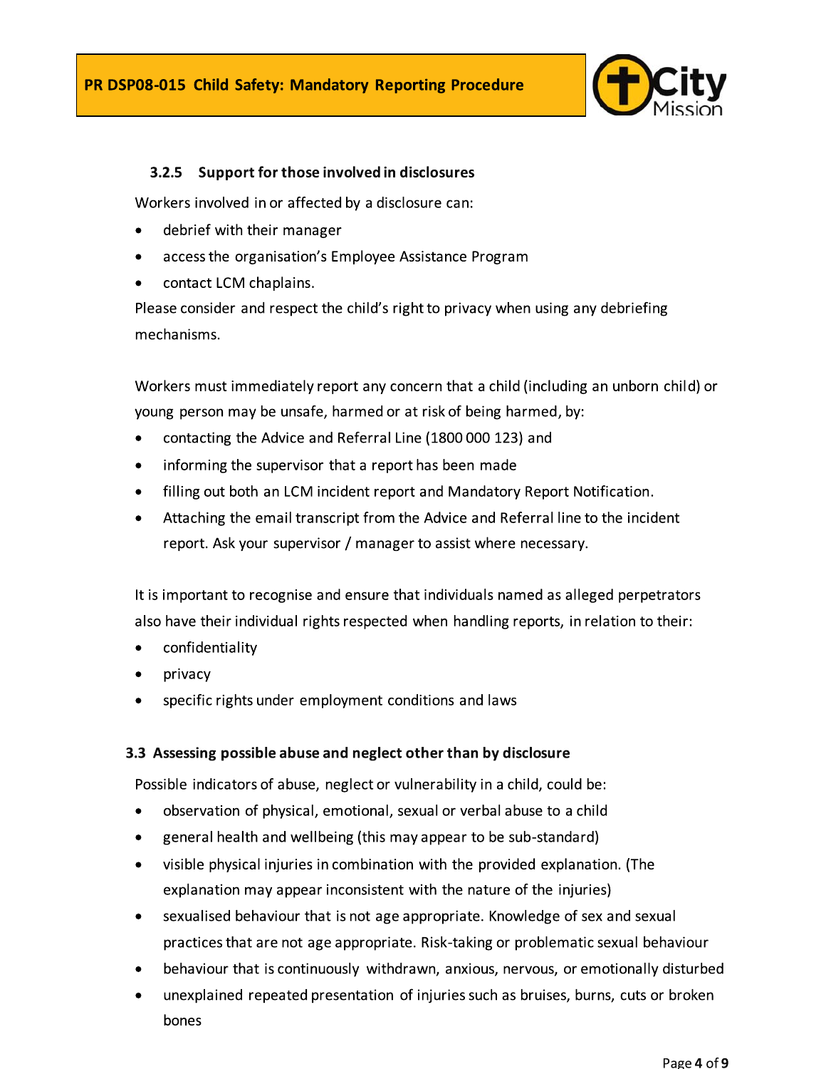#### 3.2.5 Support for those involved in disclosures

Workers involved in or affected by a disclosure can:

- debrief with their manager
- access the organisation's Employee Assistance Program
- contact LCM chaplains.

Please consider and respect the child's right to privacy when using any debriefing mechanisms.

Workers must immediately report any concern that a child (including an unborn child) or young person may be unsafe, harmed or at risk of being harmed, by:

- contacting the Advice and Referral Line (1800 000 123) and
- informing the supervisor that a report has been made
- filling out both an LCM incident report and Mandatory Report Notification.
- Attaching the email transcript from the Advice and Referral line to the incident report. Ask your supervisor / manager to assist where necessary.

It is important to recognise and ensure that individuals named as alleged perpetrators also have their individual rights respected when handling reports, in relation to their:

- confidentiality
- privacy
- specific rights under employment conditions and laws

### 3.3 Assessing possible abuse and neglect other than by disclosure

Possible indicators of abuse, neglect or vulnerability in a child, could be:

- observation of physical, emotional, sexual or verbal abuse to a child
- general health and wellbeing (this may appear to be sub-standard)
- visible physical injuries in combination with the provided explanation. (The explanation may appear inconsistent with the nature of the injuries)
- sexualised behaviour that is not age appropriate. Knowledge of sex and sexual practices that are not age appropriate. Risk-taking or problematic sexual behaviour
- behaviour that is continuously withdrawn, anxious, nervous, or emotionally disturbed
- unexplained repeated presentation of injuries such as bruises, burns, cuts or broken bones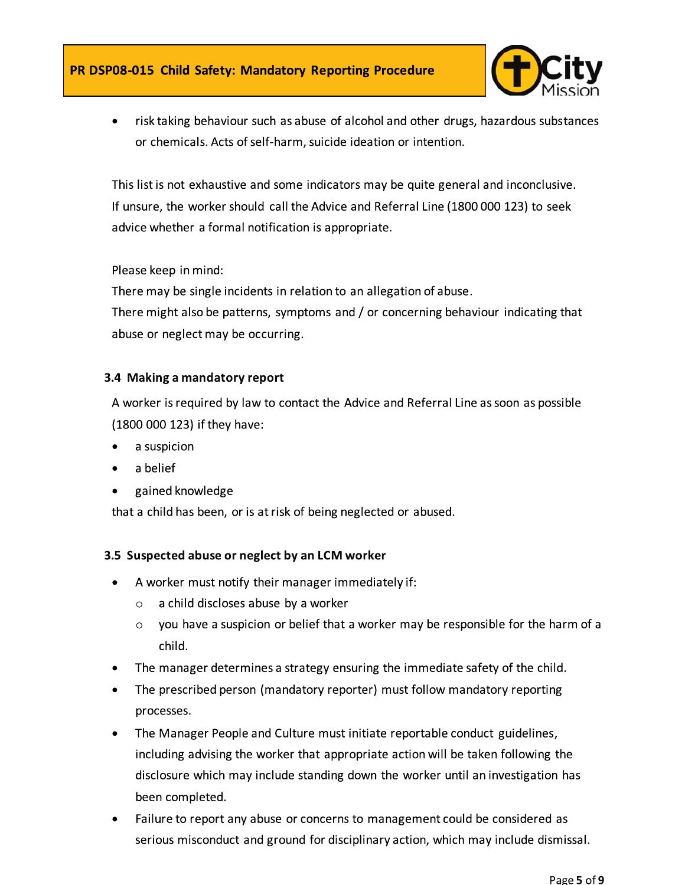- risk taking behaviour such as abuse of alcohol and other drugs, hazardous substances or chemicals. Acts of self-harm, suicide ideation or intention.

This list is not exhaustive and some indicators may be quite general and inconclusive. If unsure, the worker should call the Advice and Referral Line (1800 000 123) to seek advice whether a formal notification is appropriate.

Please keep in mind:
There may be single incidents in relation to an allegation of abuse.
There might also be patterns, symptoms and / or concerning behaviour indicating that abuse or neglect may be occurring.

### 3.4 Making a mandatory report

A worker is required by law to contact the Advice and Referral Line as soon as possible (1800 000 123) if they have:

- a suspicion
- a belief
- gained knowledge

that a child has been, or is at risk of being neglected or abused.

### 3.5 Suspected abuse or neglect by an LCM worker

- A worker must notify their manager immediately if:
    - a child discloses abuse by a worker
    - you have a suspicion or belief that a worker may be responsible for the harm of a child.
- The manager determines a strategy ensuring the immediate safety of the child.
- The prescribed person (mandatory reporter) must follow mandatory reporting processes.
- The Manager People and Culture must initiate reportable conduct guidelines, including advising the worker that appropriate action will be taken following the disclosure which may include standing down the worker until an investigation has been completed.
- Failure to report any abuse or concerns to management could be considered as serious misconduct and ground for disciplinary action, which may include dismissal.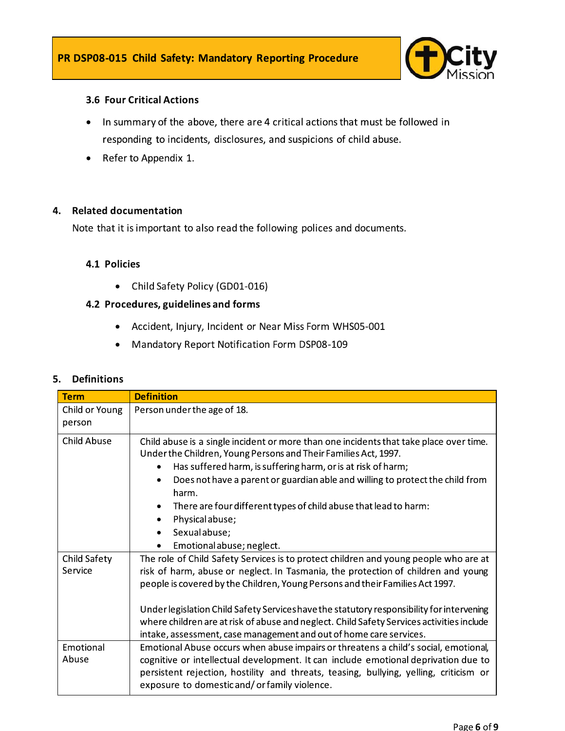### 3.6 Four Critical Actions

- In summary of the above, there are 4 critical actions that must be followed in responding to incidents, disclosures, and suspicions of child abuse.
- Refer to Appendix 1.

## 4. Related documentation

Note that it is important to also read the following polices and documents.

### 4.1 Policies

- Child Safety Policy (GD01-016)

### 4.2 Procedures, guidelines and forms

- Accident, Injury, Incident or Near Miss Form WHS05-001
- Mandatory Report Notification Form DSP08-109

## 5. Definitions

| Term | Definition |
|---|---|
| Child or Young person | Person under the age of 18. |
| Child Abuse | Child abuse is a single incident or more than one incidents that take place over time. Under the Children, Young Persons and Their Families Act, 1997. <br>• Has suffered harm, is suffering harm, or is at risk of harm; <br>• Does not have a parent or guardian able and willing to protect the child from harm. <br>• There are four different types of child abuse that lead to harm: <br>• Physical abuse; <br>• Sexual abuse; <br>• Emotional abuse; neglect. |
| Child Safety Service | The role of Child Safety Services is to protect children and young people who are at risk of harm, abuse or neglect. In Tasmania, the protection of children and young people is covered by the Children, Young Persons and their Families Act 1997. <br><br>Under legislation Child Safety Services have the statutory responsibility for intervening where children are at risk of abuse and neglect. Child Safety Services activities include intake, assessment, case management and out of home care services. |
| Emotional Abuse | Emotional Abuse occurs when abuse impairs or threatens a child's social, emotional, cognitive or intellectual development. It can include emotional deprivation due to persistent rejection, hostility and threats, teasing, bullying, yelling, criticism or exposure to domestic and/ or family violence. |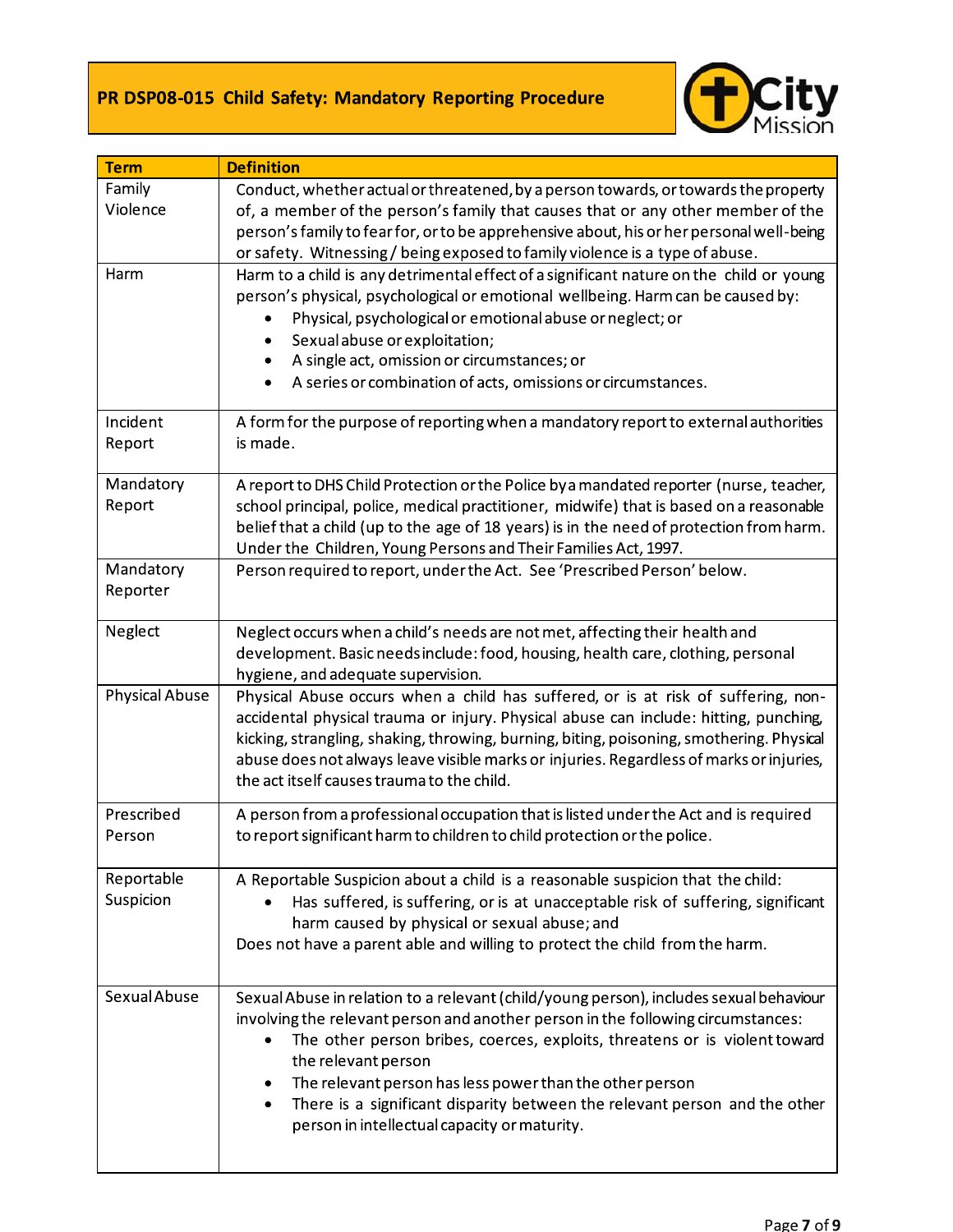| Term | Definition |
|---|---|
| Family Violence | Conduct, whether actual or threatened, by a person towards, or towards the property of, a member of the person's family that causes that or any other member of the person's family to fear for, or to be apprehensive about, his or her personal well-being or safety. Witnessing / being exposed to family violence is a type of abuse. |
| Harm | Harm to a child is any detrimental effect of a significant nature on the child or young person's physical, psychological or emotional wellbeing. Harm can be caused by: <ul><li>Physical, psychological or emotional abuse or neglect; or</li><li>Sexual abuse or exploitation;</li><li>A single act, omission or circumstances; or</li><li>A series or combination of acts, omissions or circumstances.</li></ul> |
| Incident Report | A form for the purpose of reporting when a mandatory report to external authorities is made. |
| Mandatory Report | A report to DHS Child Protection or the Police by a mandated reporter (nurse, teacher, school principal, police, medical practitioner, midwife) that is based on a reasonable belief that a child (up to the age of 18 years) is in the need of protection from harm. Under the Children, Young Persons and Their Families Act, 1997. |
| Mandatory Reporter | Person required to report, under the Act. See 'Prescribed Person' below. |
| Neglect | Neglect occurs when a child's needs are not met, affecting their health and development. Basic needs include: food, housing, health care, clothing, personal hygiene, and adequate supervision. |
| Physical Abuse | Physical Abuse occurs when a child has suffered, or is at risk of suffering, non-accidental physical trauma or injury. Physical abuse can include: hitting, punching, kicking, strangling, shaking, throwing, burning, biting, poisoning, smothering. Physical abuse does not always leave visible marks or injuries. Regardless of marks or injuries, the act itself causes trauma to the child. |
| Prescribed Person | A person from a professional occupation that is listed under the Act and is required to report significant harm to children to child protection or the police. |
| Reportable Suspicion | A Reportable Suspicion about a child is a reasonable suspicion that the child: <ul><li>Has suffered, is suffering, or is at unacceptable risk of suffering, significant harm caused by physical or sexual abuse; and</li></ul> Does not have a parent able and willing to protect the child from the harm. |
| Sexual Abuse | Sexual Abuse in relation to a relevant (child/young person), includes sexual behaviour involving the relevant person and another person in the following circumstances: <ul><li>The other person bribes, coerces, exploits, threatens or is violent toward the relevant person</li><li>The relevant person has less power than the other person</li><li>There is a significant disparity between the relevant person and the other person in intellectual capacity or maturity.</li></ul> |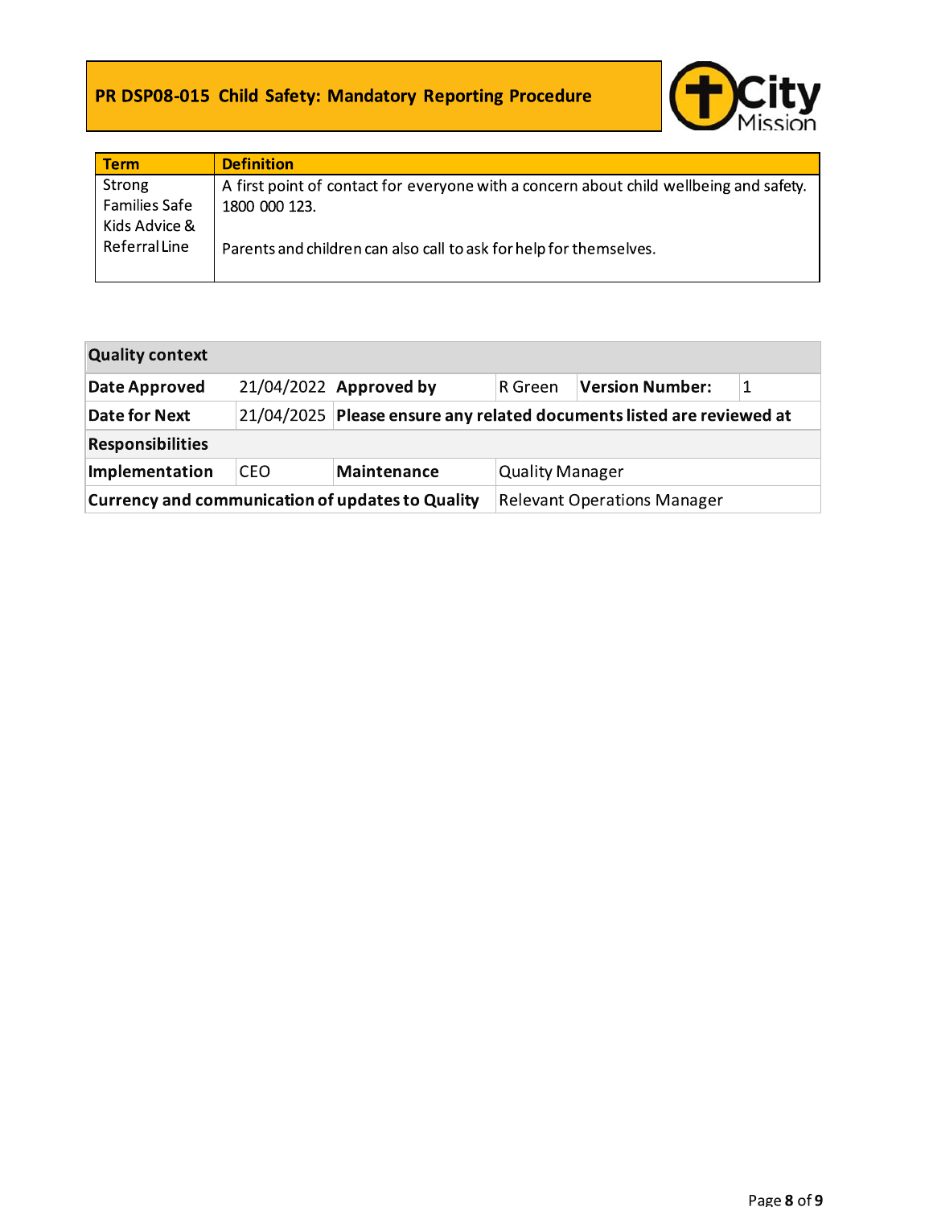| Term | Definition |
|---|---|
| Strong Families Safe Kids Advice & Referral Line | A first point of contact for everyone with a concern about child wellbeing and safety. 1800 000 123.<br><br>Parents and children can also call to ask for help for themselves. |

| Quality context | | | | | |
|---|---|---|---|---|---|
| **Date Approved** | 21/04/2022 | **Approved by** | R Green | **Version Number:** | 1 |
| **Date for Next** | 21/04/2025 | **Please ensure any related documents listed are reviewed at** | | | |
| **Responsibilities** | | | | | |
| **Implementation** | CEO | **Maintenance** | Quality Manager | | |
| **Currency and communication of updates to Quality** | | | Relevant Operations Manager | | |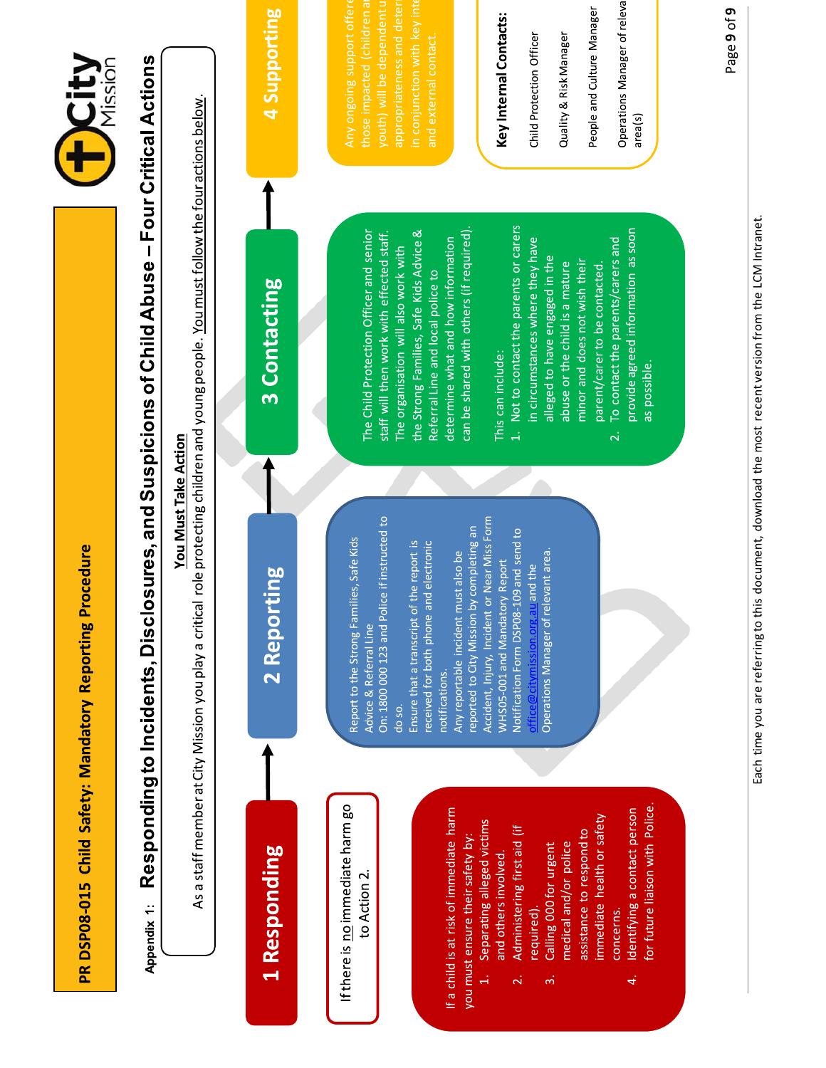**PR DSP08-015 Child Safety: Mandatory Reporting Procedure**

**Appendix 1:** **Responding to Incidents, Disclosures, and Suspicions of Child Abuse – Four Critical Actions**

<u>**You Must Take Action**</u>

As a staff member at City Mission you play a critical role protecting children and young people. <u>You must follow the four actions below.</u>

## 1 Responding

If there is <u>no</u> immediate harm go to Action 2.

If a child is at risk of immediate harm you must ensure their safety by:

1. Separating alleged victims and others involved.
2. Administering first aid (if required).
3. Calling 000 for urgent medical and/or police assistance to respond to immediate health or safety concerns.
4. Identifying a contact person for future liaison with Police.

## 2 Reporting

Report to the Strong Families, Safe Kids Advice & Referral Line On: 1800 000 123 and Police if instructed to do so.

Ensure that a transcript of the report is received for both phone and electronic notifications.

Any reportable incident must also be reported to City Mission by completing an Accident, Injury, Incident or Near Miss Form WHS05-001 and Mandatory Report Notification Form DSP08-109 and send to office@citymission.org.au and the Operations Manager of relevant area.

## 3 Contacting

The Child Protection Officer and senior staff will then work with effected staff. The organisation will also work with the Strong Families, Safe Kids Advice & Referral Line and local police to determine what and how information can be shared with others (if required).

This can include:

1. Not to contact the parents or carers in circumstances where they have alleged to have engaged in the abuse or the child is a mature minor and does not wish their parent/carer to be contacted.
2. To contact the parents/carers and provide agreed information as soon as possible.

## 4 Supporting

Any ongoing support offere those impacted (children an youth) will be dependent u appropriateness and deter in conjunction with key inte and external contact.

**Key Internal Contacts:**

Child Protection Officer

Quality & Risk Manager

People and Culture Manager

Operations Manager of releva area(s)

Each time you are referring to this document, download the most recent version from the LCM Intranet.